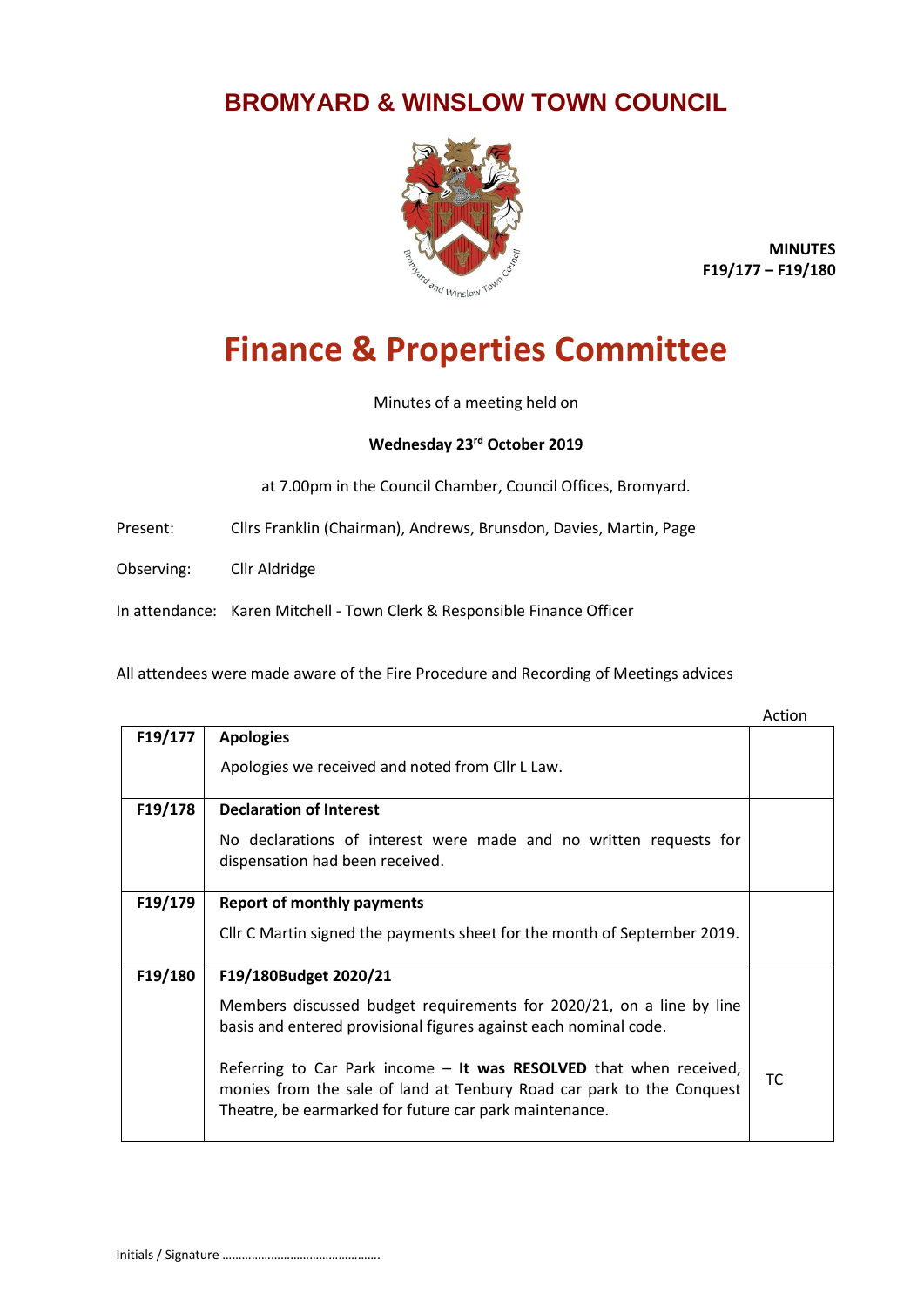# BROMYARD & WINSLOW TOWN COUNCIL

**MINUTES**
**F19/177 – F19/180**

# Finance & Properties Committee

Minutes of a meeting held on

**Wednesday 23rd October 2019**

at 7.00pm in the Council Chamber, Council Offices, Bromyard.

Present: Cllrs Franklin (Chairman), Andrews, Brunsdon, Davies, Martin, Page

Observing: Cllr Aldridge

In attendance: Karen Mitchell - Town Clerk & Responsible Finance Officer

All attendees were made aware of the Fire Procedure and Recording of Meetings advices

| | | Action |
|---|---|---|
| **F19/177** | **Apologies**<br><br>Apologies we received and noted from Cllr L Law. | |
| **F19/178** | **Declaration of Interest**<br><br>No declarations of interest were made and no written requests for dispensation had been received. | |
| **F19/179** | **Report of monthly payments**<br><br>Cllr C Martin signed the payments sheet for the month of September 2019. | |
| **F19/180** | **F19/180Budget 2020/21**<br><br>Members discussed budget requirements for 2020/21, on a line by line basis and entered provisional figures against each nominal code.<br><br>Referring to Car Park income – **It was RESOLVED** that when received, monies from the sale of land at Tenbury Road car park to the Conquest Theatre, be earmarked for future car park maintenance. | TC |

Initials / Signature ………………………………………….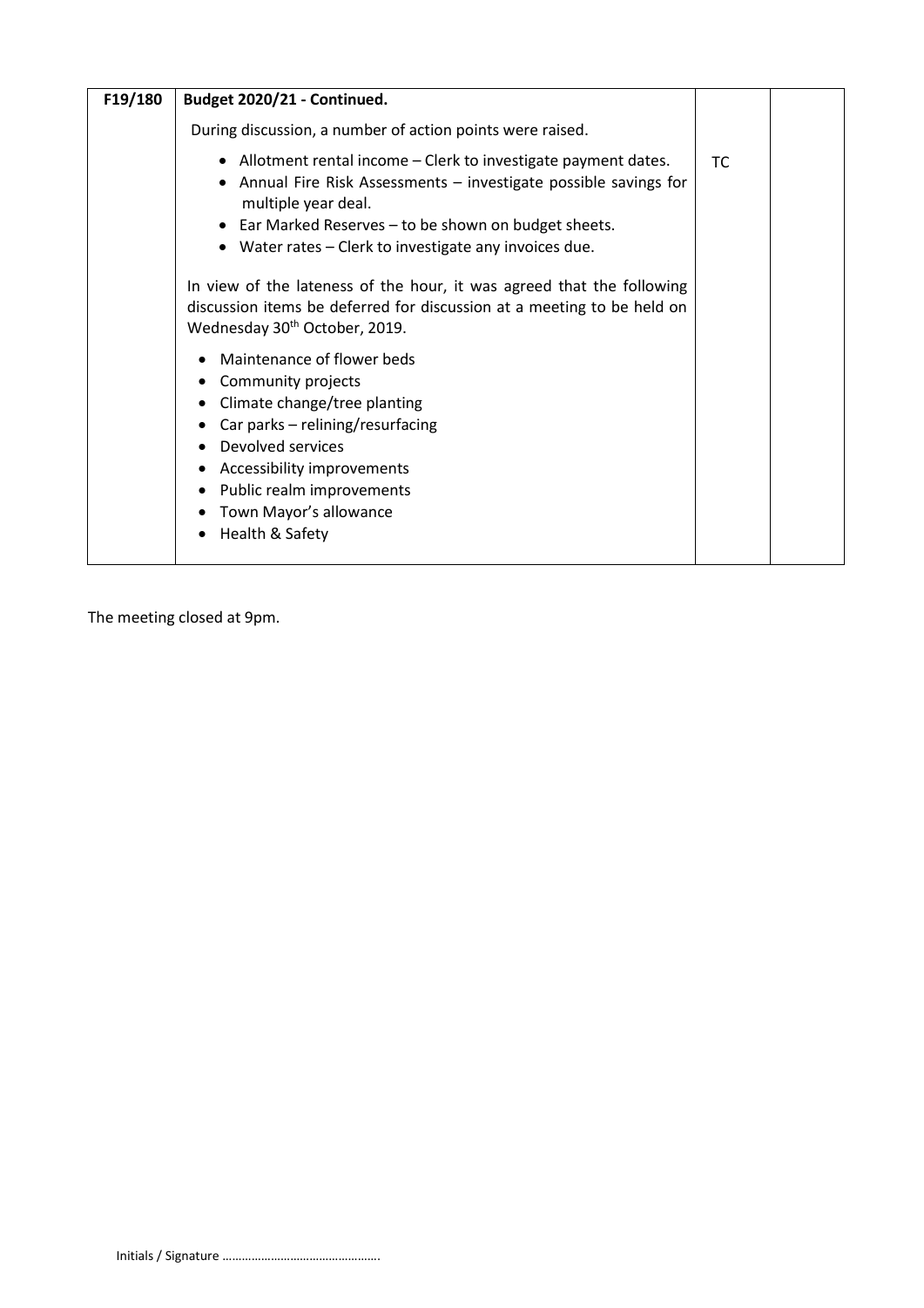| | | | |
|---|---|---|---|
| **F19/180** | **Budget 2020/21 - Continued.**<br><br>During discussion, a number of action points were raised.<br><br>• Allotment rental income – Clerk to investigate payment dates.<br>• Annual Fire Risk Assessments – investigate possible savings for multiple year deal.<br>• Ear Marked Reserves – to be shown on budget sheets.<br>• Water rates – Clerk to investigate any invoices due.<br><br>In view of the lateness of the hour, it was agreed that the following discussion items be deferred for discussion at a meeting to be held on Wednesday 30th October, 2019.<br><br>• Maintenance of flower beds<br>• Community projects<br>• Climate change/tree planting<br>• Car parks – relining/resurfacing<br>• Devolved services<br>• Accessibility improvements<br>• Public realm improvements<br>• Town Mayor's allowance<br>• Health & Safety | TC | |

The meeting closed at 9pm.

Initials / Signature ………………………………………….